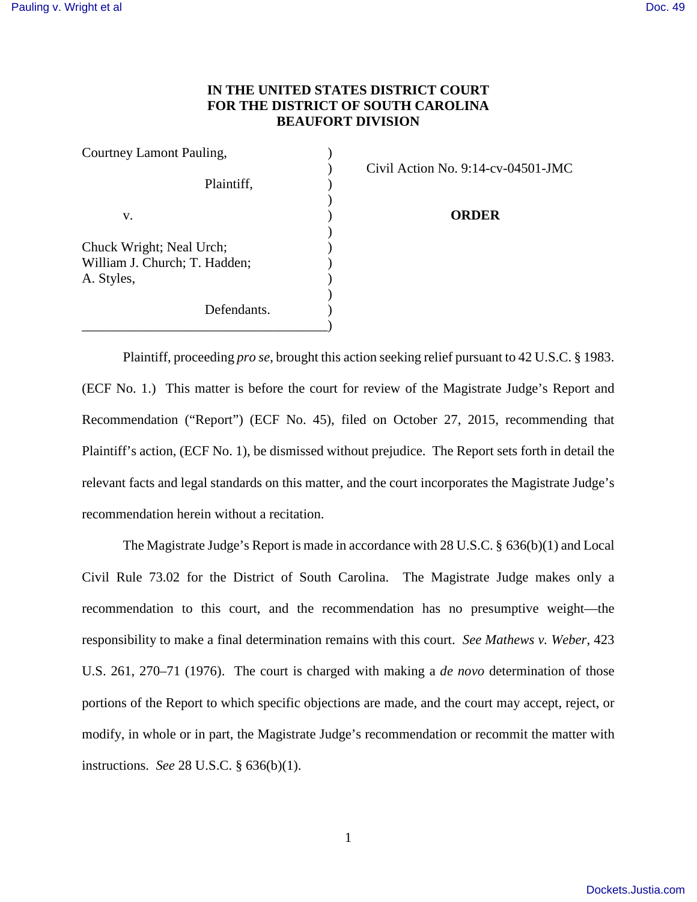**IN THE UNITED STATES DISTRICT COURT**
**FOR THE DISTRICT OF SOUTH CAROLINA**
**BEAUFORT DIVISION**

| | | |
|---|---|---|
| Courtney Lamont Pauling, | ) | Civil Action No. 9:14-cv-04501-JMC |
| Plaintiff, | ) | |
| v. | ) | **ORDER** |
| Chuck Wright; Neal Urch; William J. Church; T. Hadden; A. Styles, | ) | |
| Defendants. | ) | |

Plaintiff, proceeding *pro se*, brought this action seeking relief pursuant to 42 U.S.C. § 1983. (ECF No. 1.) This matter is before the court for review of the Magistrate Judge's Report and Recommendation ("Report") (ECF No. 45), filed on October 27, 2015, recommending that Plaintiff's action, (ECF No. 1), be dismissed without prejudice. The Report sets forth in detail the relevant facts and legal standards on this matter, and the court incorporates the Magistrate Judge's recommendation herein without a recitation.

The Magistrate Judge's Report is made in accordance with 28 U.S.C. § 636(b)(1) and Local Civil Rule 73.02 for the District of South Carolina. The Magistrate Judge makes only a recommendation to this court, and the recommendation has no presumptive weight—the responsibility to make a final determination remains with this court. *See Mathews v. Weber*, 423 U.S. 261, 270–71 (1976). The court is charged with making a *de novo* determination of those portions of the Report to which specific objections are made, and the court may accept, reject, or modify, in whole or in part, the Magistrate Judge's recommendation or recommit the matter with instructions. *See* 28 U.S.C. § 636(b)(1).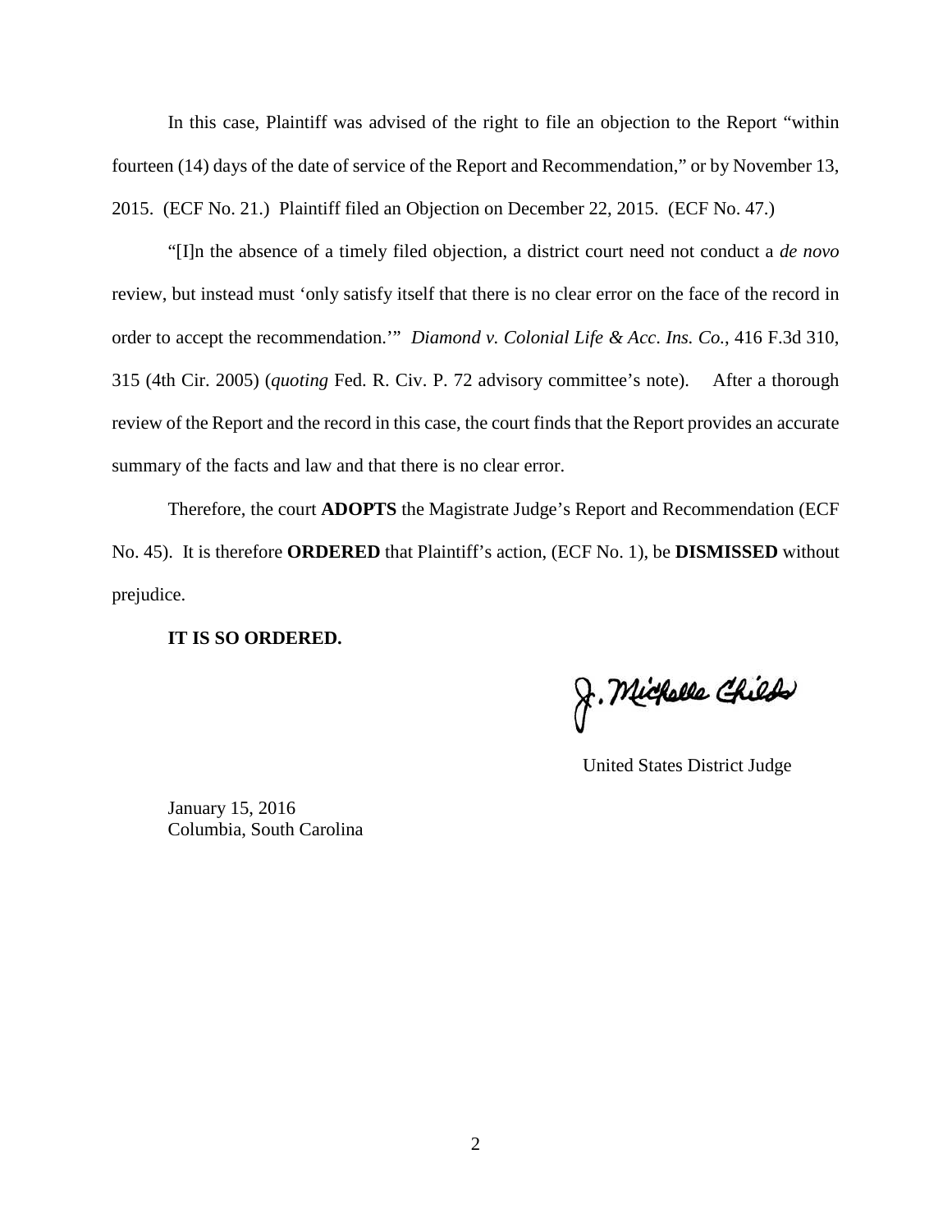In this case, Plaintiff was advised of the right to file an objection to the Report "within fourteen (14) days of the date of service of the Report and Recommendation," or by November 13, 2015. (ECF No. 21.) Plaintiff filed an Objection on December 22, 2015. (ECF No. 47.)

"[I]n the absence of a timely filed objection, a district court need not conduct a *de novo* review, but instead must 'only satisfy itself that there is no clear error on the face of the record in order to accept the recommendation.'" *Diamond v. Colonial Life & Acc. Ins. Co.*, 416 F.3d 310, 315 (4th Cir. 2005) (*quoting* Fed. R. Civ. P. 72 advisory committee's note). After a thorough review of the Report and the record in this case, the court finds that the Report provides an accurate summary of the facts and law and that there is no clear error.

Therefore, the court **ADOPTS** the Magistrate Judge's Report and Recommendation (ECF No. 45). It is therefore **ORDERED** that Plaintiff's action, (ECF No. 1), be **DISMISSED** without prejudice.

**IT IS SO ORDERED.**

J. Michelle Childs

United States District Judge

January 15, 2016
Columbia, South Carolina